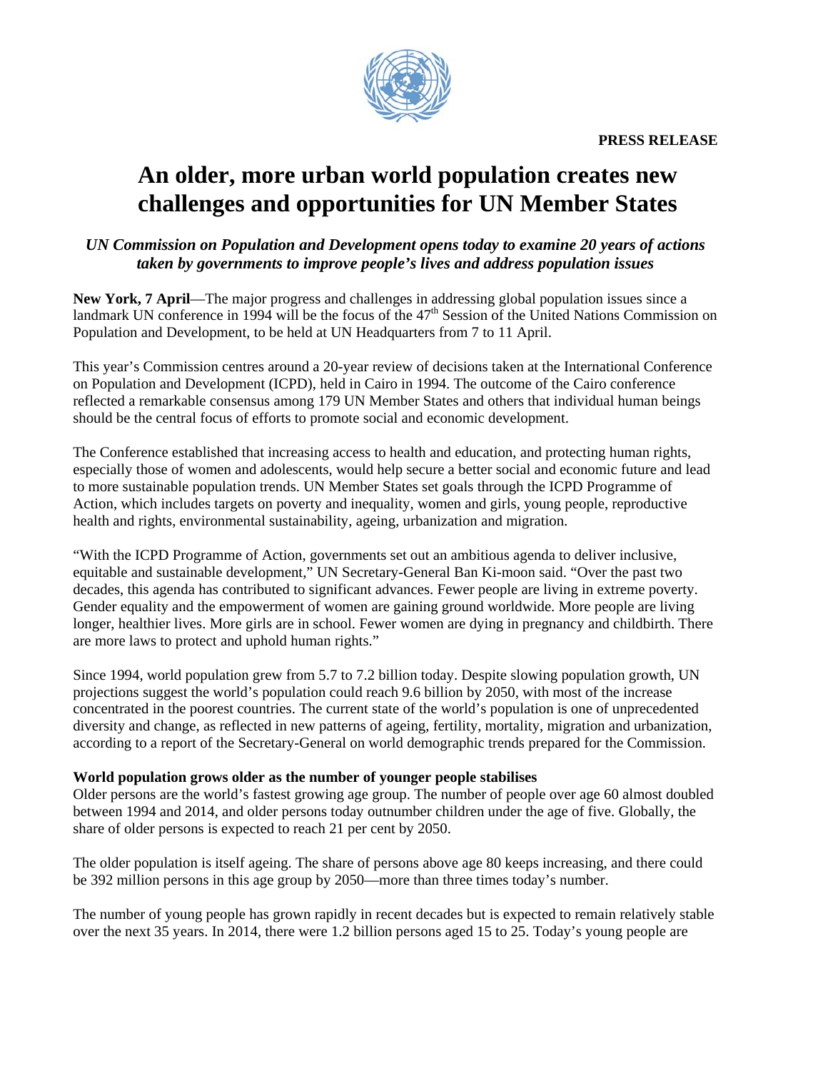**PRESS RELEASE**

# An older, more urban world population creates new challenges and opportunities for UN Member States

***UN Commission on Population and Development opens today to examine 20 years of actions taken by governments to improve people's lives and address population issues***

**New York, 7 April**—The major progress and challenges in addressing global population issues since a landmark UN conference in 1994 will be the focus of the 47th Session of the United Nations Commission on Population and Development, to be held at UN Headquarters from 7 to 11 April.

This year's Commission centres around a 20-year review of decisions taken at the International Conference on Population and Development (ICPD), held in Cairo in 1994. The outcome of the Cairo conference reflected a remarkable consensus among 179 UN Member States and others that individual human beings should be the central focus of efforts to promote social and economic development.

The Conference established that increasing access to health and education, and protecting human rights, especially those of women and adolescents, would help secure a better social and economic future and lead to more sustainable population trends. UN Member States set goals through the ICPD Programme of Action, which includes targets on poverty and inequality, women and girls, young people, reproductive health and rights, environmental sustainability, ageing, urbanization and migration.

"With the ICPD Programme of Action, governments set out an ambitious agenda to deliver inclusive, equitable and sustainable development," UN Secretary-General Ban Ki-moon said. "Over the past two decades, this agenda has contributed to significant advances. Fewer people are living in extreme poverty. Gender equality and the empowerment of women are gaining ground worldwide. More people are living longer, healthier lives. More girls are in school. Fewer women are dying in pregnancy and childbirth. There are more laws to protect and uphold human rights."

Since 1994, world population grew from 5.7 to 7.2 billion today. Despite slowing population growth, UN projections suggest the world's population could reach 9.6 billion by 2050, with most of the increase concentrated in the poorest countries. The current state of the world's population is one of unprecedented diversity and change, as reflected in new patterns of ageing, fertility, mortality, migration and urbanization, according to a report of the Secretary-General on world demographic trends prepared for the Commission.

**World population grows older as the number of younger people stabilises**

Older persons are the world's fastest growing age group. The number of people over age 60 almost doubled between 1994 and 2014, and older persons today outnumber children under the age of five. Globally, the share of older persons is expected to reach 21 per cent by 2050.

The older population is itself ageing. The share of persons above age 80 keeps increasing, and there could be 392 million persons in this age group by 2050—more than three times today's number.

The number of young people has grown rapidly in recent decades but is expected to remain relatively stable over the next 35 years. In 2014, there were 1.2 billion persons aged 15 to 25. Today's young people are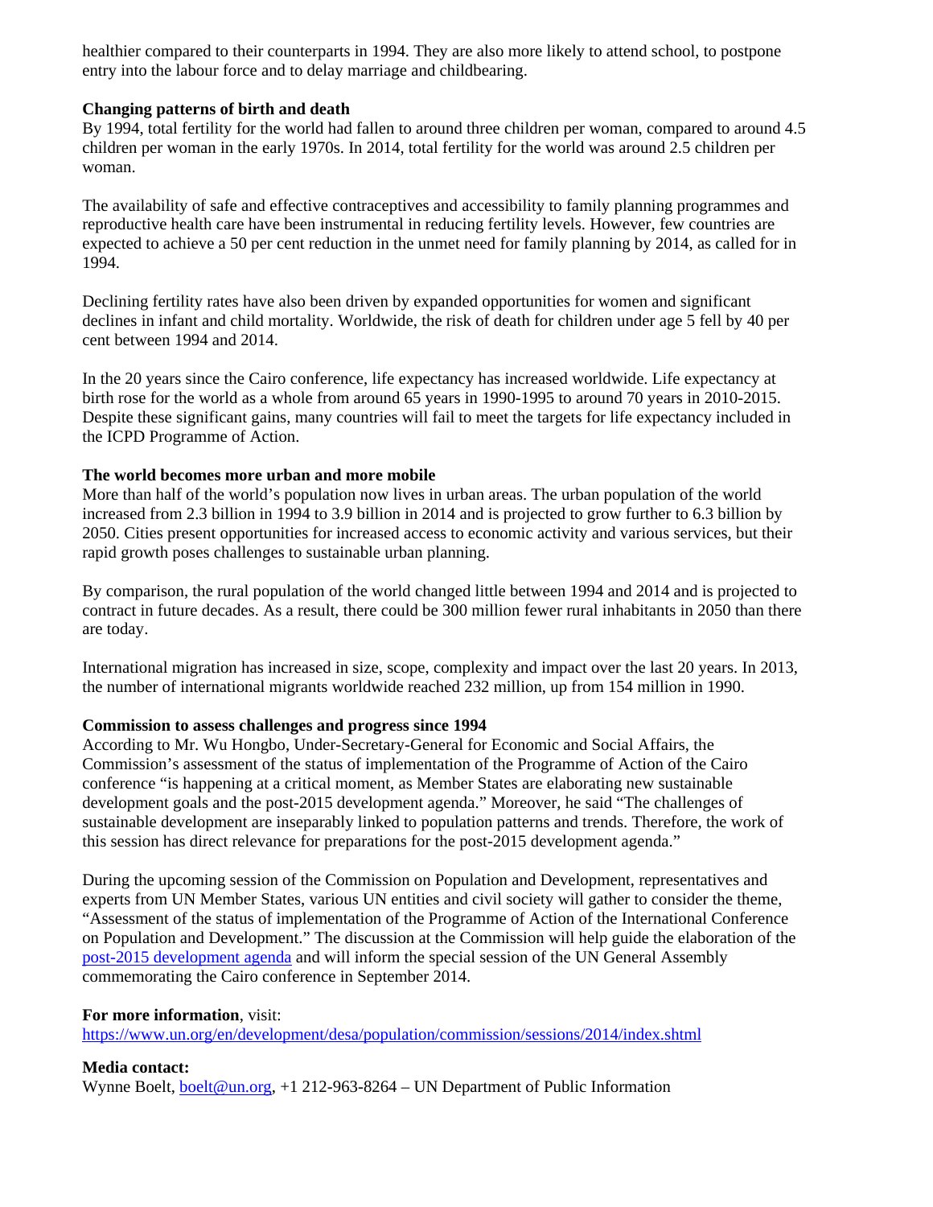healthier compared to their counterparts in 1994. They are also more likely to attend school, to postpone entry into the labour force and to delay marriage and childbearing.

**Changing patterns of birth and death**

By 1994, total fertility for the world had fallen to around three children per woman, compared to around 4.5 children per woman in the early 1970s. In 2014, total fertility for the world was around 2.5 children per woman.

The availability of safe and effective contraceptives and accessibility to family planning programmes and reproductive health care have been instrumental in reducing fertility levels. However, few countries are expected to achieve a 50 per cent reduction in the unmet need for family planning by 2014, as called for in 1994.

Declining fertility rates have also been driven by expanded opportunities for women and significant declines in infant and child mortality. Worldwide, the risk of death for children under age 5 fell by 40 per cent between 1994 and 2014.

In the 20 years since the Cairo conference, life expectancy has increased worldwide. Life expectancy at birth rose for the world as a whole from around 65 years in 1990-1995 to around 70 years in 2010-2015. Despite these significant gains, many countries will fail to meet the targets for life expectancy included in the ICPD Programme of Action.

**The world becomes more urban and more mobile**

More than half of the world's population now lives in urban areas. The urban population of the world increased from 2.3 billion in 1994 to 3.9 billion in 2014 and is projected to grow further to 6.3 billion by 2050. Cities present opportunities for increased access to economic activity and various services, but their rapid growth poses challenges to sustainable urban planning.

By comparison, the rural population of the world changed little between 1994 and 2014 and is projected to contract in future decades. As a result, there could be 300 million fewer rural inhabitants in 2050 than there are today.

International migration has increased in size, scope, complexity and impact over the last 20 years. In 2013, the number of international migrants worldwide reached 232 million, up from 154 million in 1990.

**Commission to assess challenges and progress since 1994**

According to Mr. Wu Hongbo, Under-Secretary-General for Economic and Social Affairs, the Commission's assessment of the status of implementation of the Programme of Action of the Cairo conference "is happening at a critical moment, as Member States are elaborating new sustainable development goals and the post-2015 development agenda." Moreover, he said "The challenges of sustainable development are inseparably linked to population patterns and trends. Therefore, the work of this session has direct relevance for preparations for the post-2015 development agenda."

During the upcoming session of the Commission on Population and Development, representatives and experts from UN Member States, various UN entities and civil society will gather to consider the theme, "Assessment of the status of implementation of the Programme of Action of the International Conference on Population and Development." The discussion at the Commission will help guide the elaboration of the [post-2015 development agenda]() and will inform the special session of the UN General Assembly commemorating the Cairo conference in September 2014.

**For more information**, visit:
[https://www.un.org/en/development/desa/population/commission/sessions/2014/index.shtml](https://www.un.org/en/development/desa/population/commission/sessions/2014/index.shtml)

**Media contact:**

Wynne Boelt, [boelt@un.org](mailto:boelt@un.org), +1 212-963-8264 – UN Department of Public Information